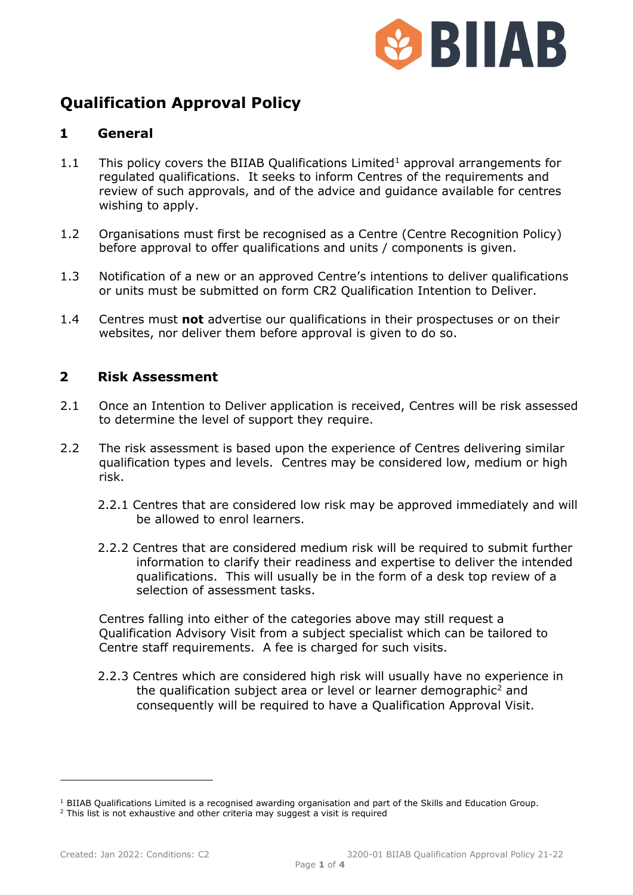# Qualification Approval Policy

## 1 General

1.1 This policy covers the BIIAB Qualifications Limited[1] approval arrangements for regulated qualifications. It seeks to inform Centres of the requirements and review of such approvals, and of the advice and guidance available for centres wishing to apply.

1.2 Organisations must first be recognised as a Centre (Centre Recognition Policy) before approval to offer qualifications and units / components is given.

1.3 Notification of a new or an approved Centre's intentions to deliver qualifications or units must be submitted on form CR2 Qualification Intention to Deliver.

1.4 Centres must **not** advertise our qualifications in their prospectuses or on their websites, nor deliver them before approval is given to do so.

## 2 Risk Assessment

2.1 Once an Intention to Deliver application is received, Centres will be risk assessed to determine the level of support they require.

2.2 The risk assessment is based upon the experience of Centres delivering similar qualification types and levels. Centres may be considered low, medium or high risk.

2.2.1 Centres that are considered low risk may be approved immediately and will be allowed to enrol learners.

2.2.2 Centres that are considered medium risk will be required to submit further information to clarify their readiness and expertise to deliver the intended qualifications. This will usually be in the form of a desk top review of a selection of assessment tasks.

Centres falling into either of the categories above may still request a Qualification Advisory Visit from a subject specialist which can be tailored to Centre staff requirements. A fee is charged for such visits.

2.2.3 Centres which are considered high risk will usually have no experience in the qualification subject area or level or learner demographic[2] and consequently will be required to have a Qualification Approval Visit.

---

[1] BIIAB Qualifications Limited is a recognised awarding organisation and part of the Skills and Education Group.

[2] This list is not exhaustive and other criteria may suggest a visit is required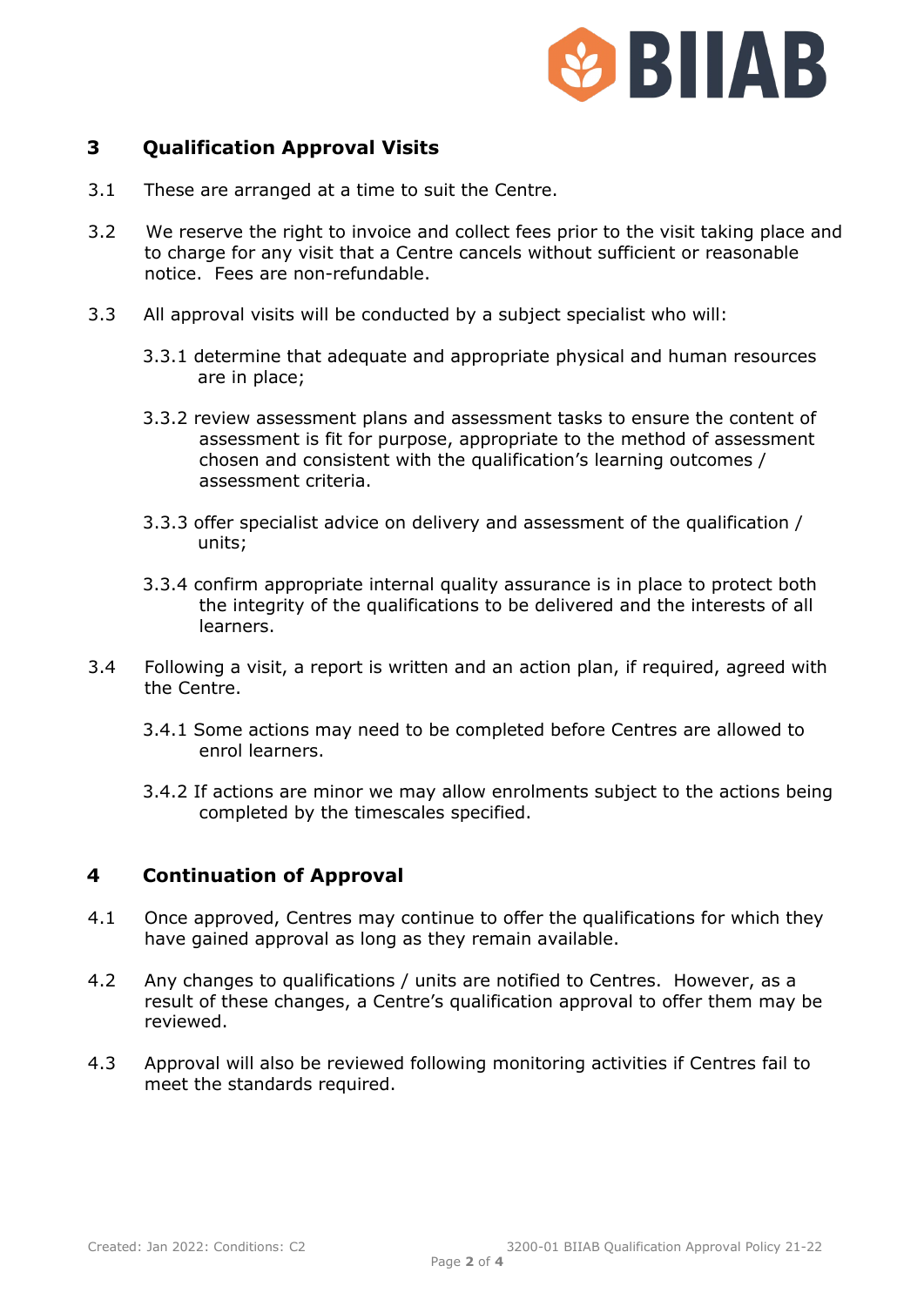## 3 Qualification Approval Visits

3.1 These are arranged at a time to suit the Centre.

3.2 We reserve the right to invoice and collect fees prior to the visit taking place and to charge for any visit that a Centre cancels without sufficient or reasonable notice. Fees are non-refundable.

3.3 All approval visits will be conducted by a subject specialist who will:

3.3.1 determine that adequate and appropriate physical and human resources are in place;

3.3.2 review assessment plans and assessment tasks to ensure the content of assessment is fit for purpose, appropriate to the method of assessment chosen and consistent with the qualification's learning outcomes / assessment criteria.

3.3.3 offer specialist advice on delivery and assessment of the qualification / units;

3.3.4 confirm appropriate internal quality assurance is in place to protect both the integrity of the qualifications to be delivered and the interests of all learners.

3.4 Following a visit, a report is written and an action plan, if required, agreed with the Centre.

3.4.1 Some actions may need to be completed before Centres are allowed to enrol learners.

3.4.2 If actions are minor we may allow enrolments subject to the actions being completed by the timescales specified.

## 4 Continuation of Approval

4.1 Once approved, Centres may continue to offer the qualifications for which they have gained approval as long as they remain available.

4.2 Any changes to qualifications / units are notified to Centres. However, as a result of these changes, a Centre's qualification approval to offer them may be reviewed.

4.3 Approval will also be reviewed following monitoring activities if Centres fail to meet the standards required.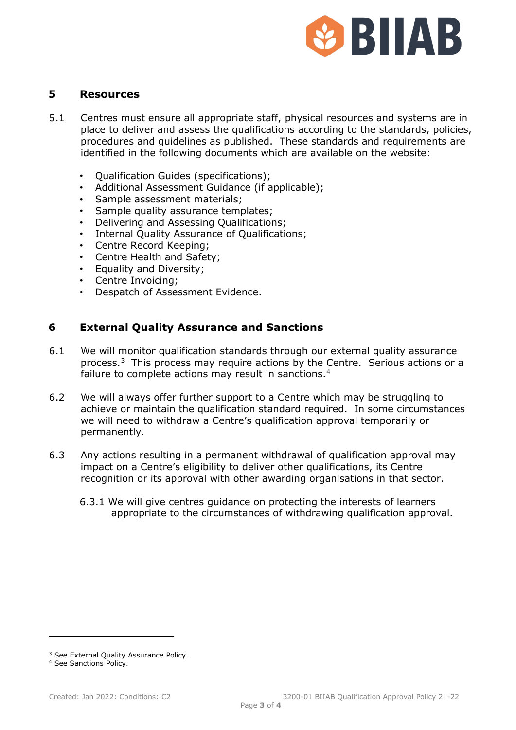## 5 Resources

5.1 Centres must ensure all appropriate staff, physical resources and systems are in place to deliver and assess the qualifications according to the standards, policies, procedures and guidelines as published. These standards and requirements are identified in the following documents which are available on the website:

- Qualification Guides (specifications);
- Additional Assessment Guidance (if applicable);
- Sample assessment materials;
- Sample quality assurance templates;
- Delivering and Assessing Qualifications;
- Internal Quality Assurance of Qualifications;
- Centre Record Keeping;
- Centre Health and Safety;
- Equality and Diversity;
- Centre Invoicing;
- Despatch of Assessment Evidence.

## 6 External Quality Assurance and Sanctions

6.1 We will monitor qualification standards through our external quality assurance process.[3] This process may require actions by the Centre. Serious actions or a failure to complete actions may result in sanctions.[4]

6.2 We will always offer further support to a Centre which may be struggling to achieve or maintain the qualification standard required. In some circumstances we will need to withdraw a Centre's qualification approval temporarily or permanently.

6.3 Any actions resulting in a permanent withdrawal of qualification approval may impact on a Centre's eligibility to deliver other qualifications, its Centre recognition or its approval with other awarding organisations in that sector.

6.3.1 We will give centres guidance on protecting the interests of learners appropriate to the circumstances of withdrawing qualification approval.

---

[3] See External Quality Assurance Policy.
[4] See Sanctions Policy.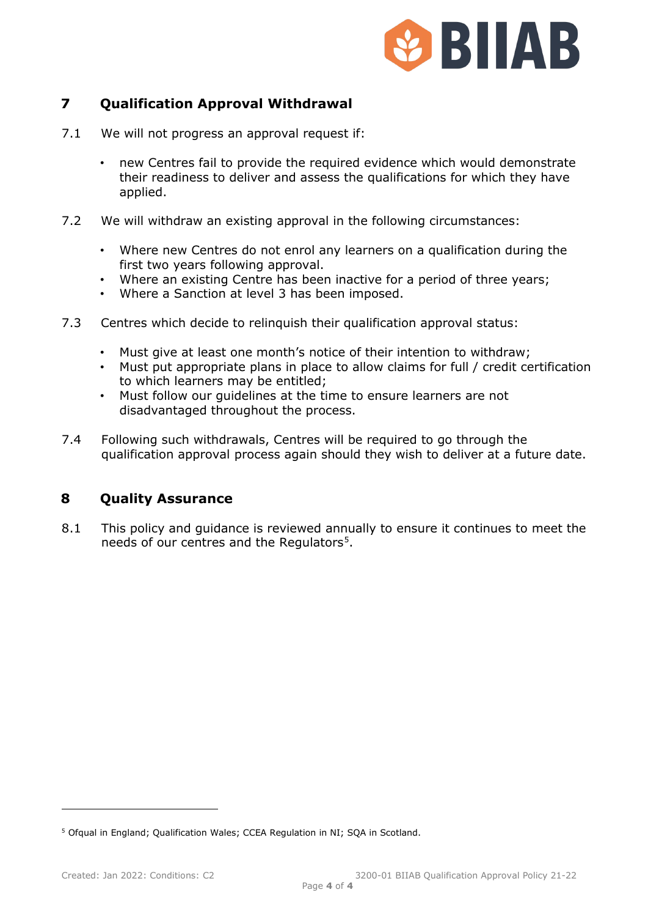## 7 Qualification Approval Withdrawal

7.1 We will not progress an approval request if:

- new Centres fail to provide the required evidence which would demonstrate their readiness to deliver and assess the qualifications for which they have applied.

7.2 We will withdraw an existing approval in the following circumstances:

- Where new Centres do not enrol any learners on a qualification during the first two years following approval.
- Where an existing Centre has been inactive for a period of three years;
- Where a Sanction at level 3 has been imposed.

7.3 Centres which decide to relinquish their qualification approval status:

- Must give at least one month's notice of their intention to withdraw;
- Must put appropriate plans in place to allow claims for full / credit certification to which learners may be entitled;
- Must follow our guidelines at the time to ensure learners are not disadvantaged throughout the process.

7.4 Following such withdrawals, Centres will be required to go through the qualification approval process again should they wish to deliver at a future date.

## 8 Quality Assurance

8.1 This policy and guidance is reviewed annually to ensure it continues to meet the needs of our centres and the Regulators[5].

[5] Ofqual in England; Qualification Wales; CCEA Regulation in NI; SQA in Scotland.